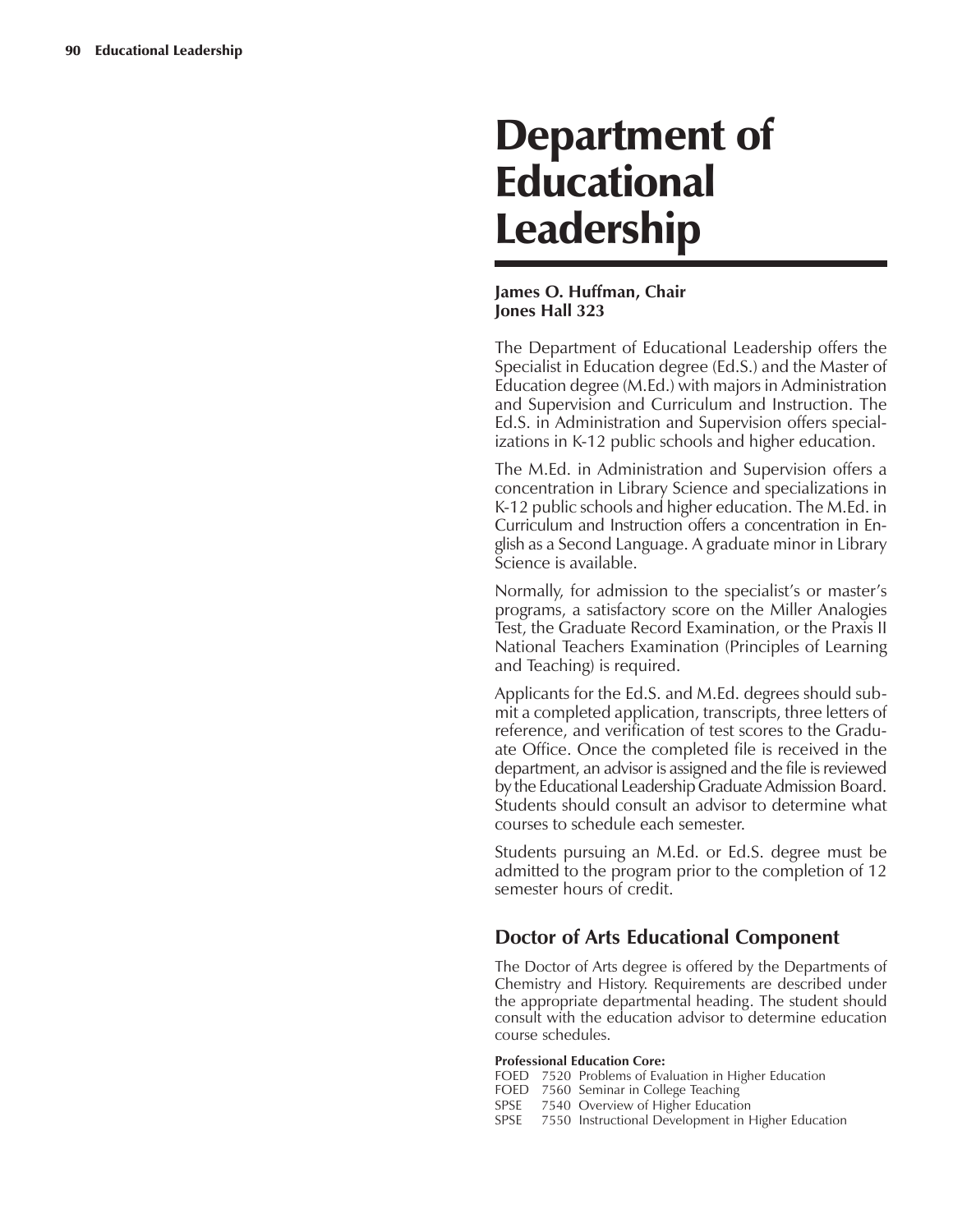# Department of Educational Leadership

**James O. Huffman, Chair**
**Jones Hall 323**

The Department of Educational Leadership offers the Specialist in Education degree (Ed.S.) and the Master of Education degree (M.Ed.) with majors in Administration and Supervision and Curriculum and Instruction. The Ed.S. in Administration and Supervision offers specializations in K-12 public schools and higher education.

The M.Ed. in Administration and Supervision offers a concentration in Library Science and specializations in K-12 public schools and higher education. The M.Ed. in Curriculum and Instruction offers a concentration in English as a Second Language. A graduate minor in Library Science is available.

Normally, for admission to the specialist's or master's programs, a satisfactory score on the Miller Analogies Test, the Graduate Record Examination, or the Praxis II National Teachers Examination (Principles of Learning and Teaching) is required.

Applicants for the Ed.S. and M.Ed. degrees should submit a completed application, transcripts, three letters of reference, and verification of test scores to the Graduate Office. Once the completed file is received in the department, an advisor is assigned and the file is reviewed by the Educational Leadership Graduate Admission Board. Students should consult an advisor to determine what courses to schedule each semester.

Students pursuing an M.Ed. or Ed.S. degree must be admitted to the program prior to the completion of 12 semester hours of credit.

## Doctor of Arts Educational Component

The Doctor of Arts degree is offered by the Departments of Chemistry and History. Requirements are described under the appropriate departmental heading. The student should consult with the education advisor to determine education course schedules.

**Professional Education Core:**

FOED 7520 Problems of Evaluation in Higher Education
FOED 7560 Seminar in College Teaching
SPSE 7540 Overview of Higher Education
SPSE 7550 Instructional Development in Higher Education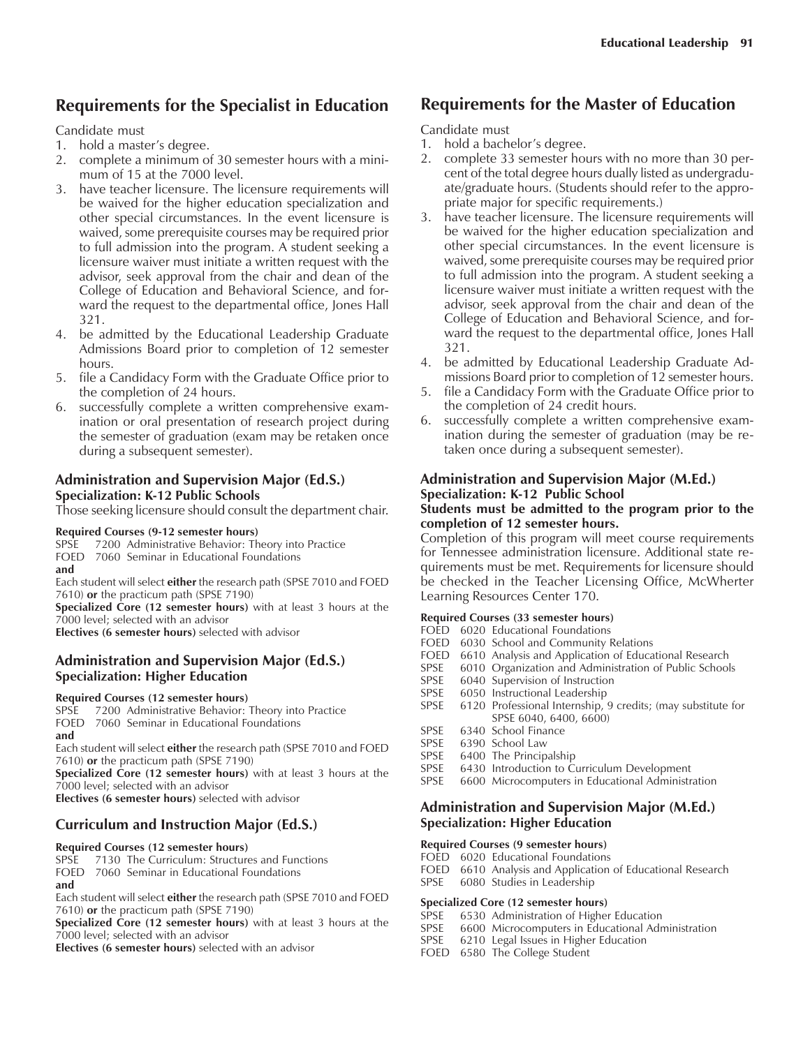## Requirements for the Specialist in Education

Candidate must

1. hold a master's degree.
2. complete a minimum of 30 semester hours with a minimum of 15 at the 7000 level.
3. have teacher licensure. The licensure requirements will be waived for the higher education specialization and other special circumstances. In the event licensure is waived, some prerequisite courses may be required prior to full admission into the program. A student seeking a licensure waiver must initiate a written request with the advisor, seek approval from the chair and dean of the College of Education and Behavioral Science, and forward the request to the departmental office, Jones Hall 321.
4. be admitted by the Educational Leadership Graduate Admissions Board prior to completion of 12 semester hours.
5. file a Candidacy Form with the Graduate Office prior to the completion of 24 hours.
6. successfully complete a written comprehensive examination or oral presentation of research project during the semester of graduation (exam may be retaken once during a subsequent semester).

### Administration and Supervision Major (Ed.S.)
**Specialization: K-12 Public Schools**

Those seeking licensure should consult the department chair.

**Required Courses (9-12 semester hours)**

SPSE 7200 Administrative Behavior: Theory into Practice
FOED 7060 Seminar in Educational Foundations
**and**
Each student will select **either** the research path (SPSE 7010 and FOED 7610) **or** the practicum path (SPSE 7190)

**Specialized Core (12 semester hours)** with at least 3 hours at the 7000 level; selected with an advisor

**Electives (6 semester hours)** selected with advisor

### Administration and Supervision Major (Ed.S.)
**Specialization: Higher Education**

**Required Courses (12 semester hours)**

SPSE 7200 Administrative Behavior: Theory into Practice
FOED 7060 Seminar in Educational Foundations
**and**
Each student will select **either** the research path (SPSE 7010 and FOED 7610) **or** the practicum path (SPSE 7190)

**Specialized Core (12 semester hours)** with at least 3 hours at the 7000 level; selected with an advisor

**Electives (6 semester hours)** selected with advisor

### Curriculum and Instruction Major (Ed.S.)

**Required Courses (12 semester hours)**

SPSE 7130 The Curriculum: Structures and Functions
FOED 7060 Seminar in Educational Foundations
**and**
Each student will select **either** the research path (SPSE 7010 and FOED 7610) **or** the practicum path (SPSE 7190)

**Specialized Core (12 semester hours)** with at least 3 hours at the 7000 level; selected with an advisor

**Electives (6 semester hours)** selected with an advisor

## Requirements for the Master of Education

Candidate must

1. hold a bachelor's degree.
2. complete 33 semester hours with no more than 30 percent of the total degree hours dually listed as undergraduate/graduate hours. (Students should refer to the appropriate major for specific requirements.)
3. have teacher licensure. The licensure requirements will be waived for the higher education specialization and other special circumstances. In the event licensure is waived, some prerequisite courses may be required prior to full admission into the program. A student seeking a licensure waiver must initiate a written request with the advisor, seek approval from the chair and dean of the College of Education and Behavioral Science, and forward the request to the departmental office, Jones Hall 321.
4. be admitted by Educational Leadership Graduate Admissions Board prior to completion of 12 semester hours.
5. file a Candidacy Form with the Graduate Office prior to the completion of 24 credit hours.
6. successfully complete a written comprehensive examination during the semester of graduation (may be retaken once during a subsequent semester).

### Administration and Supervision Major (M.Ed.)
**Specialization: K-12 Public School**

**Students must be admitted to the program prior to the completion of 12 semester hours.**

Completion of this program will meet course requirements for Tennessee administration licensure. Additional state requirements must be met. Requirements for licensure should be checked in the Teacher Licensing Office, McWherter Learning Resources Center 170.

**Required Courses (33 semester hours)**

FOED 6020 Educational Foundations
FOED 6030 School and Community Relations
FOED 6610 Analysis and Application of Educational Research
SPSE 6010 Organization and Administration of Public Schools
SPSE 6040 Supervision of Instruction
SPSE 6050 Instructional Leadership
SPSE 6120 Professional Internship, 9 credits; (may substitute for SPSE 6040, 6400, 6600)
SPSE 6340 School Finance
SPSE 6390 School Law
SPSE 6400 The Principalship
SPSE 6430 Introduction to Curriculum Development
SPSE 6600 Microcomputers in Educational Administration

### Administration and Supervision Major (M.Ed.)
**Specialization: Higher Education**

**Required Courses (9 semester hours)**

FOED 6020 Educational Foundations
FOED 6610 Analysis and Application of Educational Research
SPSE 6080 Studies in Leadership

**Specialized Core (12 semester hours)**

SPSE 6530 Administration of Higher Education
SPSE 6600 Microcomputers in Educational Administration
SPSE 6210 Legal Issues in Higher Education
FOED 6580 The College Student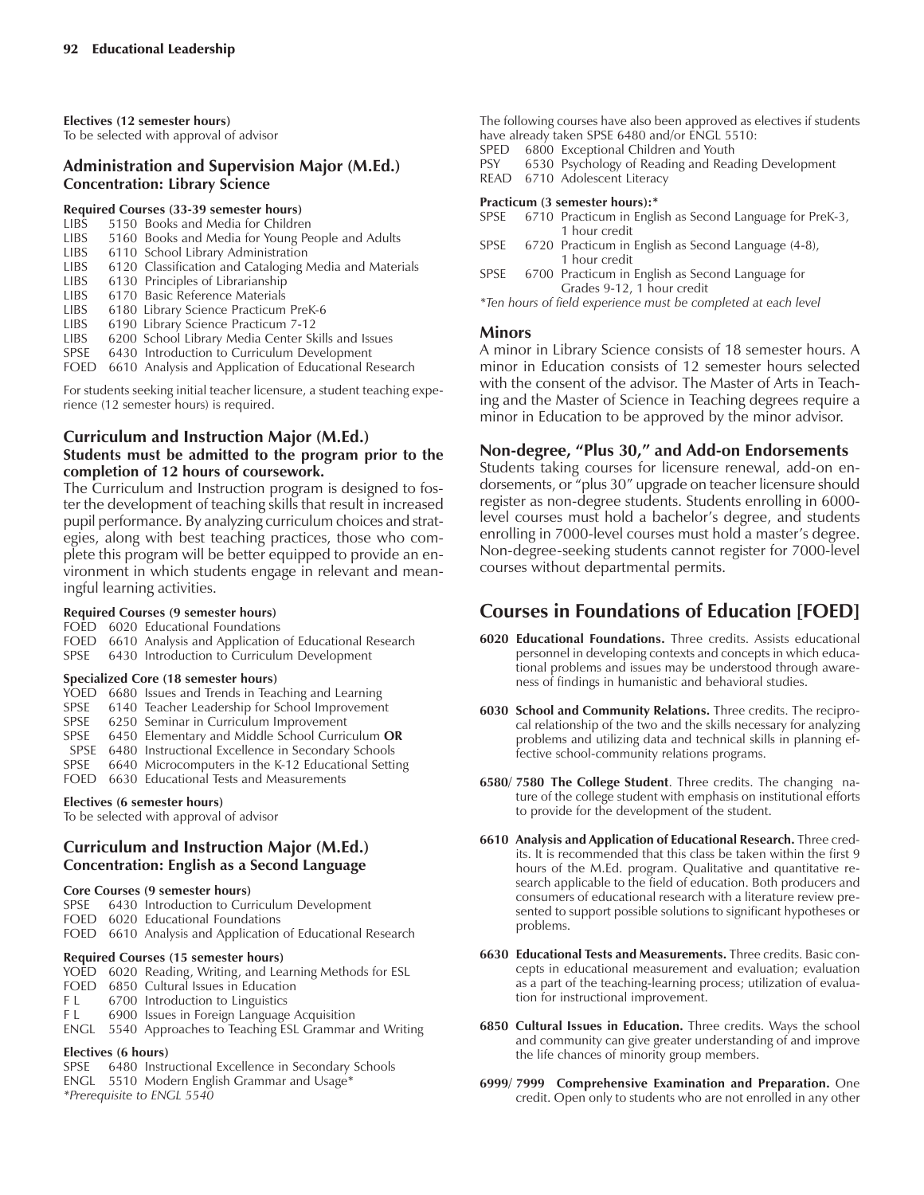**Electives (12 semester hours)**
To be selected with approval of advisor

### Administration and Supervision Major (M.Ed.)
### Concentration: Library Science

**Required Courses (33-39 semester hours)**

LIBS 5150 Books and Media for Children
LIBS 5160 Books and Media for Young People and Adults
LIBS 6110 School Library Administration
LIBS 6120 Classification and Cataloging Media and Materials
LIBS 6130 Principles of Librarianship
LIBS 6170 Basic Reference Materials
LIBS 6180 Library Science Practicum PreK-6
LIBS 6190 Library Science Practicum 7-12
LIBS 6200 School Library Media Center Skills and Issues
SPSE 6430 Introduction to Curriculum Development
FOED 6610 Analysis and Application of Educational Research

For students seeking initial teacher licensure, a student teaching experience (12 semester hours) is required.

### Curriculum and Instruction Major (M.Ed.)
**Students must be admitted to the program prior to the completion of 12 hours of coursework.**

The Curriculum and Instruction program is designed to foster the development of teaching skills that result in increased pupil performance. By analyzing curriculum choices and strategies, along with best teaching practices, those who complete this program will be better equipped to provide an environment in which students engage in relevant and meaningful learning activities.

**Required Courses (9 semester hours)**

FOED 6020 Educational Foundations
FOED 6610 Analysis and Application of Educational Research
SPSE 6430 Introduction to Curriculum Development

**Specialized Core (18 semester hours)**

YOED 6680 Issues and Trends in Teaching and Learning
SPSE 6140 Teacher Leadership for School Improvement
SPSE 6250 Seminar in Curriculum Improvement
SPSE 6450 Elementary and Middle School Curriculum **OR**
SPSE 6480 Instructional Excellence in Secondary Schools
SPSE 6640 Microcomputers in the K-12 Educational Setting
FOED 6630 Educational Tests and Measurements

**Electives (6 semester hours)**
To be selected with approval of advisor

### Curriculum and Instruction Major (M.Ed.)
### Concentration: English as a Second Language

**Core Courses (9 semester hours)**

SPSE 6430 Introduction to Curriculum Development
FOED 6020 Educational Foundations
FOED 6610 Analysis and Application of Educational Research

**Required Courses (15 semester hours)**

YOED 6020 Reading, Writing, and Learning Methods for ESL
FOED 6850 Cultural Issues in Education
F L 6700 Introduction to Linguistics
F L 6900 Issues in Foreign Language Acquisition
ENGL 5540 Approaches to Teaching ESL Grammar and Writing

**Electives (6 hours)**

SPSE 6480 Instructional Excellence in Secondary Schools
ENGL 5510 Modern English Grammar and Usage*
*Prerequisite to ENGL 5540*

The following courses have also been approved as electives if students have already taken SPSE 6480 and/or ENGL 5510:

SPED 6800 Exceptional Children and Youth
PSY 6530 Psychology of Reading and Reading Development
READ 6710 Adolescent Literacy

**Practicum (3 semester hours):***

SPSE 6710 Practicum in English as Second Language for PreK-3, 1 hour credit
SPSE 6720 Practicum in English as Second Language (4-8), 1 hour credit
SPSE 6700 Practicum in English as Second Language for Grades 9-12, 1 hour credit

*Ten hours of field experience must be completed at each level*

### Minors

A minor in Library Science consists of 18 semester hours. A minor in Education consists of 12 semester hours selected with the consent of the advisor. The Master of Arts in Teaching and the Master of Science in Teaching degrees require a minor in Education to be approved by the minor advisor.

### Non-degree, "Plus 30," and Add-on Endorsements

Students taking courses for licensure renewal, add-on endorsements, or "plus 30" upgrade on teacher licensure should register as non-degree students. Students enrolling in 6000-level courses must hold a bachelor's degree, and students enrolling in 7000-level courses must hold a master's degree. Non-degree-seeking students cannot register for 7000-level courses without departmental permits.

## Courses in Foundations of Education [FOED]

**6020 Educational Foundations.** Three credits. Assists educational personnel in developing contexts and concepts in which educational problems and issues may be understood through awareness of findings in humanistic and behavioral studies.

**6030 School and Community Relations.** Three credits. The reciprocal relationship of the two and the skills necessary for analyzing problems and utilizing data and technical skills in planning effective school-community relations programs.

**6580/ 7580 The College Student**. Three credits. The changing nature of the college student with emphasis on institutional efforts to provide for the development of the student.

**6610 Analysis and Application of Educational Research.** Three credits. It is recommended that this class be taken within the first 9 hours of the M.Ed. program. Qualitative and quantitative research applicable to the field of education. Both producers and consumers of educational research with a literature review presented to support possible solutions to significant hypotheses or problems.

**6630 Educational Tests and Measurements.** Three credits. Basic concepts in educational measurement and evaluation; evaluation as a part of the teaching-learning process; utilization of evaluation for instructional improvement.

**6850 Cultural Issues in Education.** Three credits. Ways the school and community can give greater understanding of and improve the life chances of minority group members.

**6999/ 7999 Comprehensive Examination and Preparation.** One credit. Open only to students who are not enrolled in any other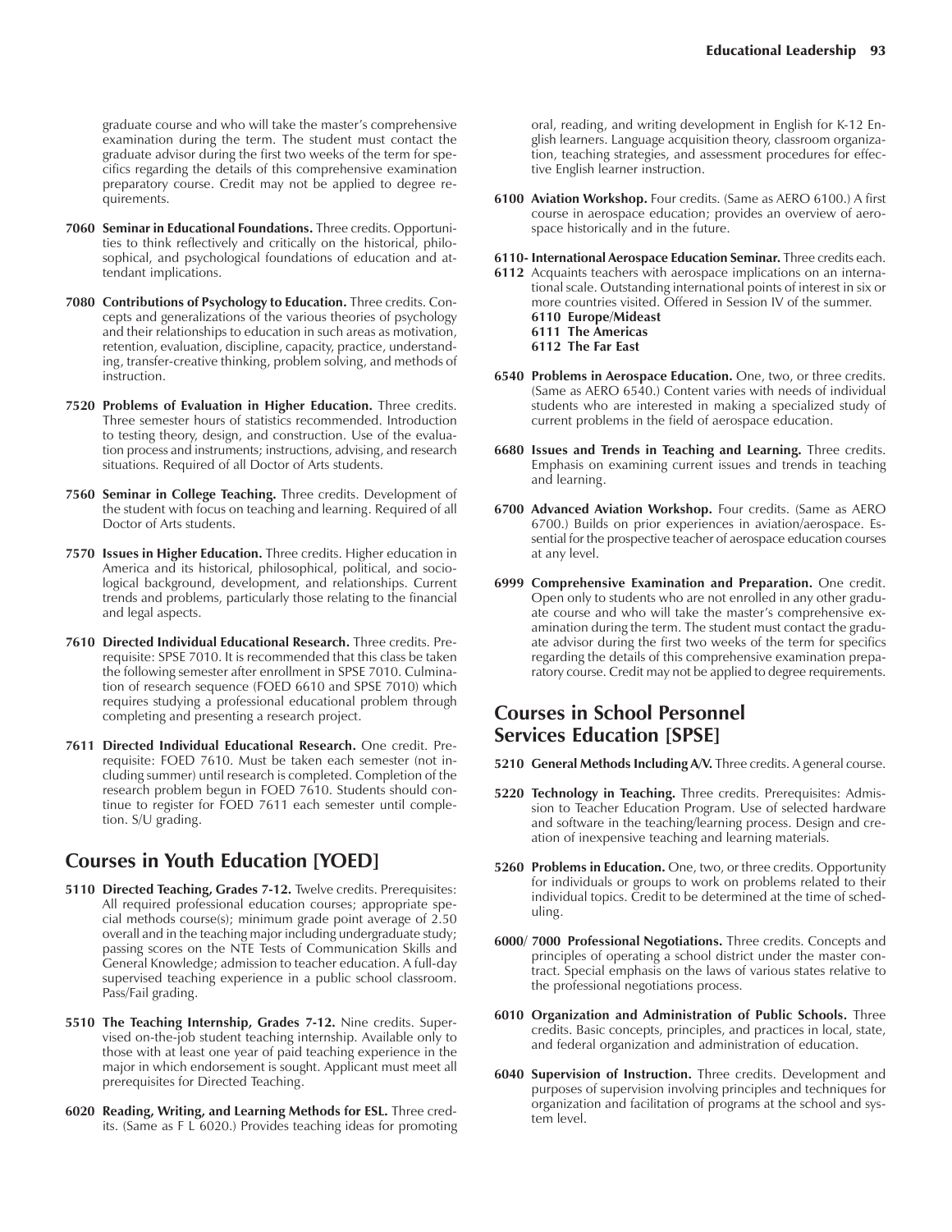graduate course and who will take the master's comprehensive examination during the term. The student must contact the graduate advisor during the first two weeks of the term for specifics regarding the details of this comprehensive examination preparatory course. Credit may not be applied to degree requirements.

**7060 Seminar in Educational Foundations.** Three credits. Opportunities to think reflectively and critically on the historical, philosophical, and psychological foundations of education and attendant implications.

**7080 Contributions of Psychology to Education.** Three credits. Concepts and generalizations of the various theories of psychology and their relationships to education in such areas as motivation, retention, evaluation, discipline, capacity, practice, understanding, transfer-creative thinking, problem solving, and methods of instruction.

**7520 Problems of Evaluation in Higher Education.** Three credits. Three semester hours of statistics recommended. Introduction to testing theory, design, and construction. Use of the evaluation process and instruments; instructions, advising, and research situations. Required of all Doctor of Arts students.

**7560 Seminar in College Teaching.** Three credits. Development of the student with focus on teaching and learning. Required of all Doctor of Arts students.

**7570 Issues in Higher Education.** Three credits. Higher education in America and its historical, philosophical, political, and sociological background, development, and relationships. Current trends and problems, particularly those relating to the financial and legal aspects.

**7610 Directed Individual Educational Research.** Three credits. Prerequisite: SPSE 7010. It is recommended that this class be taken the following semester after enrollment in SPSE 7010. Culmination of research sequence (FOED 6610 and SPSE 7010) which requires studying a professional educational problem through completing and presenting a research project.

**7611 Directed Individual Educational Research.** One credit. Prerequisite: FOED 7610. Must be taken each semester (not including summer) until research is completed. Completion of the research problem begun in FOED 7610. Students should continue to register for FOED 7611 each semester until completion. S/U grading.

## Courses in Youth Education [YOED]

**5110 Directed Teaching, Grades 7-12.** Twelve credits. Prerequisites: All required professional education courses; appropriate special methods course(s); minimum grade point average of 2.50 overall and in the teaching major including undergraduate study; passing scores on the NTE Tests of Communication Skills and General Knowledge; admission to teacher education. A full-day supervised teaching experience in a public school classroom. Pass/Fail grading.

**5510 The Teaching Internship, Grades 7-12.** Nine credits. Supervised on-the-job student teaching internship. Available only to those with at least one year of paid teaching experience in the major in which endorsement is sought. Applicant must meet all prerequisites for Directed Teaching.

**6020 Reading, Writing, and Learning Methods for ESL.** Three credits. (Same as F L 6020.) Provides teaching ideas for promoting oral, reading, and writing development in English for K-12 English learners. Language acquisition theory, classroom organization, teaching strategies, and assessment procedures for effective English learner instruction.

**6100 Aviation Workshop.** Four credits. (Same as AERO 6100.) A first course in aerospace education; provides an overview of aerospace historically and in the future.

**6110-6112 International Aerospace Education Seminar.** Three credits each. Acquaints teachers with aerospace implications on an international scale. Outstanding international points of interest in six or more countries visited. Offered in Session IV of the summer.
**6110 Europe/Mideast**
**6111 The Americas**
**6112 The Far East**

**6540 Problems in Aerospace Education.** One, two, or three credits. (Same as AERO 6540.) Content varies with needs of individual students who are interested in making a specialized study of current problems in the field of aerospace education.

**6680 Issues and Trends in Teaching and Learning.** Three credits. Emphasis on examining current issues and trends in teaching and learning.

**6700 Advanced Aviation Workshop.** Four credits. (Same as AERO 6700.) Builds on prior experiences in aviation/aerospace. Essential for the prospective teacher of aerospace education courses at any level.

**6999 Comprehensive Examination and Preparation.** One credit. Open only to students who are not enrolled in any other graduate course and who will take the master's comprehensive examination during the term. The student must contact the graduate advisor during the first two weeks of the term for specifics regarding the details of this comprehensive examination preparatory course. Credit may not be applied to degree requirements.

## Courses in School Personnel Services Education [SPSE]

**5210 General Methods Including A/V.** Three credits. A general course.

**5220 Technology in Teaching.** Three credits. Prerequisites: Admission to Teacher Education Program. Use of selected hardware and software in the teaching/learning process. Design and creation of inexpensive teaching and learning materials.

**5260 Problems in Education.** One, two, or three credits. Opportunity for individuals or groups to work on problems related to their individual topics. Credit to be determined at the time of scheduling.

**6000/ 7000 Professional Negotiations.** Three credits. Concepts and principles of operating a school district under the master contract. Special emphasis on the laws of various states relative to the professional negotiations process.

**6010 Organization and Administration of Public Schools.** Three credits. Basic concepts, principles, and practices in local, state, and federal organization and administration of education.

**6040 Supervision of Instruction.** Three credits. Development and purposes of supervision involving principles and techniques for organization and facilitation of programs at the school and system level.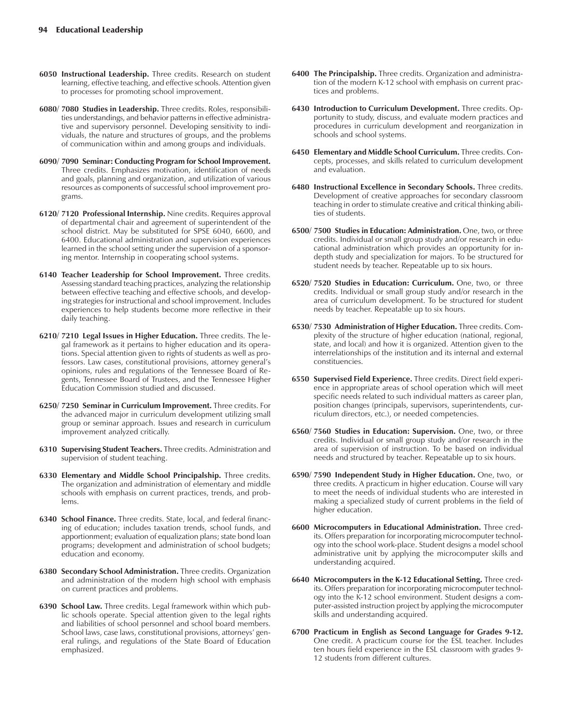**6050 Instructional Leadership.** Three credits. Research on student learning, effective teaching, and effective schools. Attention given to processes for promoting school improvement.

**6080/ 7080 Studies in Leadership.** Three credits. Roles, responsibilities understandings, and behavior patterns in effective administrative and supervisory personnel. Developing sensitivity to individuals, the nature and structures of groups, and the problems of communication within and among groups and individuals.

**6090/ 7090 Seminar: Conducting Program for School Improvement.** Three credits. Emphasizes motivation, identification of needs and goals, planning and organization, and utilization of various resources as components of successful school improvement programs.

**6120/ 7120 Professional Internship.** Nine credits. Requires approval of departmental chair and agreement of superintendent of the school district. May be substituted for SPSE 6040, 6600, and 6400. Educational administration and supervision experiences learned in the school setting under the supervision of a sponsoring mentor. Internship in cooperating school systems.

**6140 Teacher Leadership for School Improvement.** Three credits. Assessing standard teaching practices, analyzing the relationship between effective teaching and effective schools, and developing strategies for instructional and school improvement. Includes experiences to help students become more reflective in their daily teaching.

**6210/ 7210 Legal Issues in Higher Education.** Three credits. The legal framework as it pertains to higher education and its operations. Special attention given to rights of students as well as professors. Law cases, constitutional provisions, attorney general's opinions, rules and regulations of the Tennessee Board of Regents, Tennessee Board of Trustees, and the Tennessee Higher Education Commission studied and discussed.

**6250/ 7250 Seminar in Curriculum Improvement.** Three credits. For the advanced major in curriculum development utilizing small group or seminar approach. Issues and research in curriculum improvement analyzed critically.

**6310 Supervising Student Teachers.** Three credits. Administration and supervision of student teaching.

**6330 Elementary and Middle School Principalship.** Three credits. The organization and administration of elementary and middle schools with emphasis on current practices, trends, and problems.

**6340 School Finance.** Three credits. State, local, and federal financing of education; includes taxation trends, school funds, and apportionment; evaluation of equalization plans; state bond loan programs; development and administration of school budgets; education and economy.

**6380 Secondary School Administration.** Three credits. Organization and administration of the modern high school with emphasis on current practices and problems.

**6390 School Law.** Three credits. Legal framework within which public schools operate. Special attention given to the legal rights and liabilities of school personnel and school board members. School laws, case laws, constitutional provisions, attorneys' general rulings, and regulations of the State Board of Education emphasized.

**6400 The Principalship.** Three credits. Organization and administration of the modern K-12 school with emphasis on current practices and problems.

**6430 Introduction to Curriculum Development.** Three credits. Opportunity to study, discuss, and evaluate modern practices and procedures in curriculum development and reorganization in schools and school systems.

**6450 Elementary and Middle School Curriculum.** Three credits. Concepts, processes, and skills related to curriculum development and evaluation.

**6480 Instructional Excellence in Secondary Schools.** Three credits. Development of creative approaches for secondary classroom teaching in order to stimulate creative and critical thinking abilities of students.

**6500/ 7500 Studies in Education: Administration.** One, two, or three credits. Individual or small group study and/or research in educational administration which provides an opportunity for in-depth study and specialization for majors. To be structured for student needs by teacher. Repeatable up to six hours.

**6520/ 7520 Studies in Education: Curriculum.** One, two, or three credits. Individual or small group study and/or research in the area of curriculum development. To be structured for student needs by teacher. Repeatable up to six hours.

**6530/ 7530 Administration of Higher Education.** Three credits. Complexity of the structure of higher education (national, regional, state, and local) and how it is organized. Attention given to the interrelationships of the institution and its internal and external constituencies.

**6550 Supervised Field Experience.** Three credits. Direct field experience in appropriate areas of school operation which will meet specific needs related to such individual matters as career plan, position changes (principals, supervisors, superintendents, curriculum directors, etc.), or needed competencies.

**6560/ 7560 Studies in Education: Supervision.** One, two, or three credits. Individual or small group study and/or research in the area of supervision of instruction. To be based on individual needs and structured by teacher. Repeatable up to six hours.

**6590/ 7590 Independent Study in Higher Education.** One, two, or three credits. A practicum in higher education. Course will vary to meet the needs of individual students who are interested in making a specialized study of current problems in the field of higher education.

**6600 Microcomputers in Educational Administration.** Three credits. Offers preparation for incorporating microcomputer technology into the school work-place. Student designs a model school administrative unit by applying the microcomputer skills and understanding acquired.

**6640 Microcomputers in the K-12 Educational Setting.** Three credits. Offers preparation for incorporating microcomputer technology into the K-12 school environment. Student designs a computer-assisted instruction project by applying the microcomputer skills and understanding acquired.

**6700 Practicum in English as Second Language for Grades 9-12.** One credit. A practicum course for the ESL teacher. Includes ten hours field experience in the ESL classroom with grades 9-12 students from different cultures.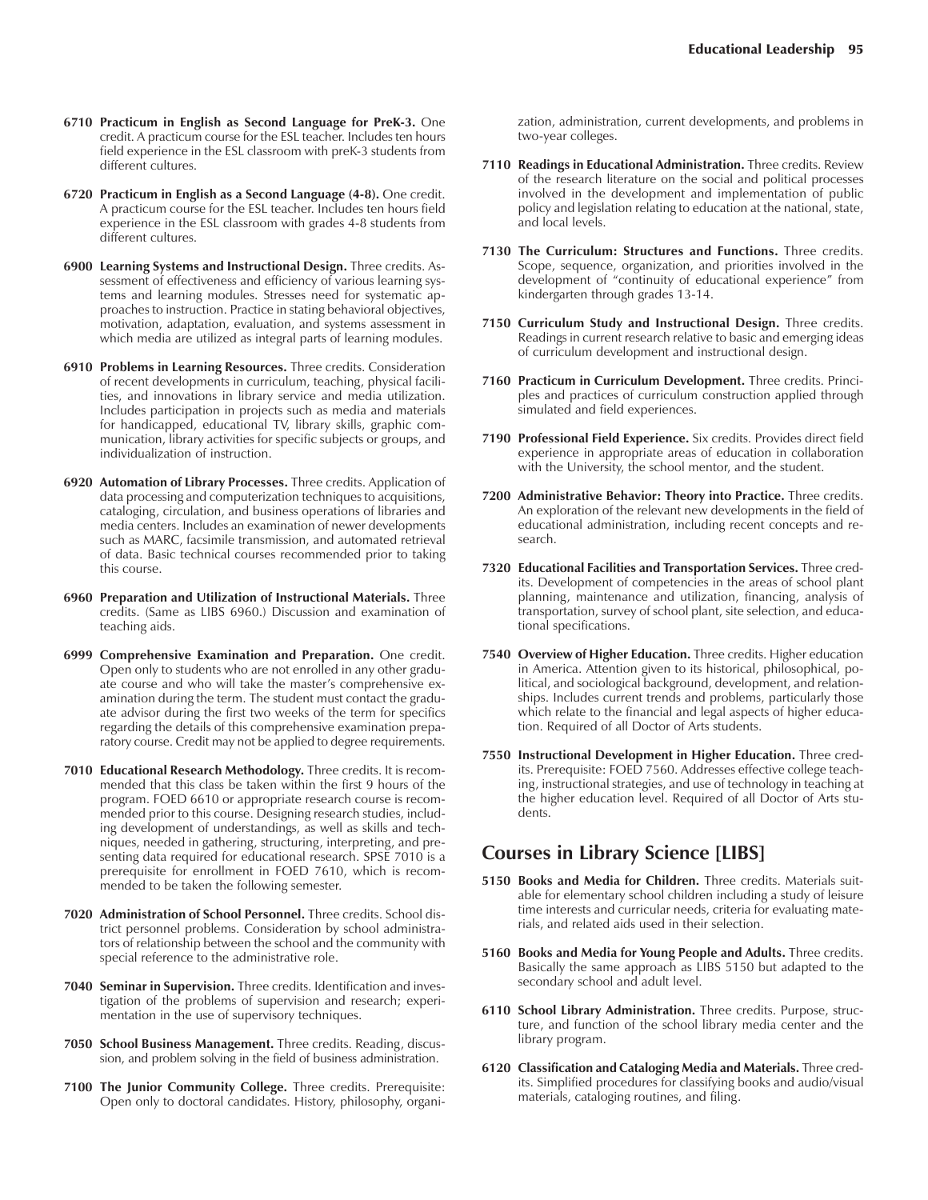**6710 Practicum in English as Second Language for PreK-3.** One credit. A practicum course for the ESL teacher. Includes ten hours field experience in the ESL classroom with preK-3 students from different cultures.

**6720 Practicum in English as a Second Language (4-8).** One credit. A practicum course for the ESL teacher. Includes ten hours field experience in the ESL classroom with grades 4-8 students from different cultures.

**6900 Learning Systems and Instructional Design.** Three credits. Assessment of effectiveness and efficiency of various learning systems and learning modules. Stresses need for systematic approaches to instruction. Practice in stating behavioral objectives, motivation, adaptation, evaluation, and systems assessment in which media are utilized as integral parts of learning modules.

**6910 Problems in Learning Resources.** Three credits. Consideration of recent developments in curriculum, teaching, physical facilities, and innovations in library service and media utilization. Includes participation in projects such as media and materials for handicapped, educational TV, library skills, graphic communication, library activities for specific subjects or groups, and individualization of instruction.

**6920 Automation of Library Processes.** Three credits. Application of data processing and computerization techniques to acquisitions, cataloging, circulation, and business operations of libraries and media centers. Includes an examination of newer developments such as MARC, facsimile transmission, and automated retrieval of data. Basic technical courses recommended prior to taking this course.

**6960 Preparation and Utilization of Instructional Materials.** Three credits. (Same as LIBS 6960.) Discussion and examination of teaching aids.

**6999 Comprehensive Examination and Preparation.** One credit. Open only to students who are not enrolled in any other graduate course and who will take the master's comprehensive examination during the term. The student must contact the graduate advisor during the first two weeks of the term for specifics regarding the details of this comprehensive examination preparatory course. Credit may not be applied to degree requirements.

**7010 Educational Research Methodology.** Three credits. It is recommended that this class be taken within the first 9 hours of the program. FOED 6610 or appropriate research course is recommended prior to this course. Designing research studies, including development of understandings, as well as skills and techniques, needed in gathering, structuring, interpreting, and presenting data required for educational research. SPSE 7010 is a prerequisite for enrollment in FOED 7610, which is recommended to be taken the following semester.

**7020 Administration of School Personnel.** Three credits. School district personnel problems. Consideration by school administrators of relationship between the school and the community with special reference to the administrative role.

**7040 Seminar in Supervision.** Three credits. Identification and investigation of the problems of supervision and research; experimentation in the use of supervisory techniques.

**7050 School Business Management.** Three credits. Reading, discussion, and problem solving in the field of business administration.

**7100 The Junior Community College.** Three credits. Prerequisite: Open only to doctoral candidates. History, philosophy, organization, administration, current developments, and problems in two-year colleges.

**7110 Readings in Educational Administration.** Three credits. Review of the research literature on the social and political processes involved in the development and implementation of public policy and legislation relating to education at the national, state, and local levels.

**7130 The Curriculum: Structures and Functions.** Three credits. Scope, sequence, organization, and priorities involved in the development of "continuity of educational experience" from kindergarten through grades 13-14.

**7150 Curriculum Study and Instructional Design.** Three credits. Readings in current research relative to basic and emerging ideas of curriculum development and instructional design.

**7160 Practicum in Curriculum Development.** Three credits. Principles and practices of curriculum construction applied through simulated and field experiences.

**7190 Professional Field Experience.** Six credits. Provides direct field experience in appropriate areas of education in collaboration with the University, the school mentor, and the student.

**7200 Administrative Behavior: Theory into Practice.** Three credits. An exploration of the relevant new developments in the field of educational administration, including recent concepts and research.

**7320 Educational Facilities and Transportation Services.** Three credits. Development of competencies in the areas of school plant planning, maintenance and utilization, financing, analysis of transportation, survey of school plant, site selection, and educational specifications.

**7540 Overview of Higher Education.** Three credits. Higher education in America. Attention given to its historical, philosophical, political, and sociological background, development, and relationships. Includes current trends and problems, particularly those which relate to the financial and legal aspects of higher education. Required of all Doctor of Arts students.

**7550 Instructional Development in Higher Education.** Three credits. Prerequisite: FOED 7560. Addresses effective college teaching, instructional strategies, and use of technology in teaching at the higher education level. Required of all Doctor of Arts students.

## Courses in Library Science [LIBS]

**5150 Books and Media for Children.** Three credits. Materials suitable for elementary school children including a study of leisure time interests and curricular needs, criteria for evaluating materials, and related aids used in their selection.

**5160 Books and Media for Young People and Adults.** Three credits. Basically the same approach as LIBS 5150 but adapted to the secondary school and adult level.

**6110 School Library Administration.** Three credits. Purpose, structure, and function of the school library media center and the library program.

**6120 Classification and Cataloging Media and Materials.** Three credits. Simplified procedures for classifying books and audio/visual materials, cataloging routines, and filing.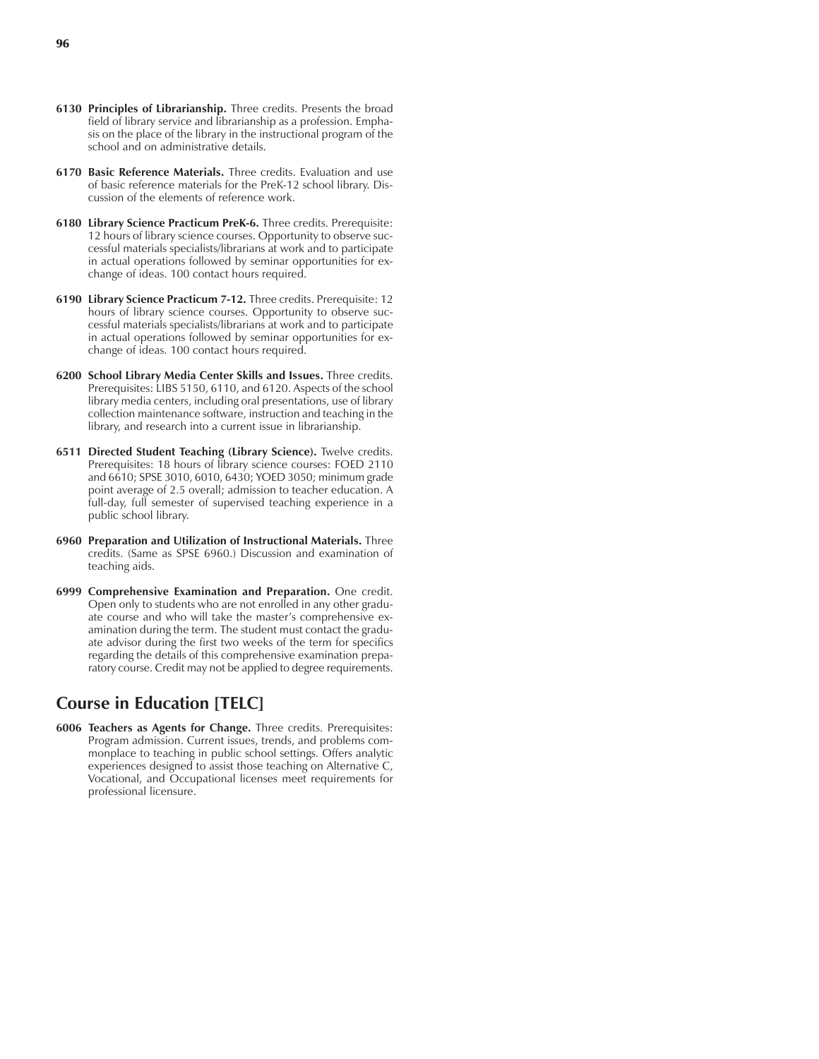**6130 Principles of Librarianship.** Three credits. Presents the broad field of library service and librarianship as a profession. Emphasis on the place of the library in the instructional program of the school and on administrative details.

**6170 Basic Reference Materials.** Three credits. Evaluation and use of basic reference materials for the PreK-12 school library. Discussion of the elements of reference work.

**6180 Library Science Practicum PreK-6.** Three credits. Prerequisite: 12 hours of library science courses. Opportunity to observe successful materials specialists/librarians at work and to participate in actual operations followed by seminar opportunities for exchange of ideas. 100 contact hours required.

**6190 Library Science Practicum 7-12.** Three credits. Prerequisite: 12 hours of library science courses. Opportunity to observe successful materials specialists/librarians at work and to participate in actual operations followed by seminar opportunities for exchange of ideas. 100 contact hours required.

**6200 School Library Media Center Skills and Issues.** Three credits. Prerequisites: LIBS 5150, 6110, and 6120. Aspects of the school library media centers, including oral presentations, use of library collection maintenance software, instruction and teaching in the library, and research into a current issue in librarianship.

**6511 Directed Student Teaching (Library Science).** Twelve credits. Prerequisites: 18 hours of library science courses: FOED 2110 and 6610; SPSE 3010, 6010, 6430; YOED 3050; minimum grade point average of 2.5 overall; admission to teacher education. A full-day, full semester of supervised teaching experience in a public school library.

**6960 Preparation and Utilization of Instructional Materials.** Three credits. (Same as SPSE 6960.) Discussion and examination of teaching aids.

**6999 Comprehensive Examination and Preparation.** One credit. Open only to students who are not enrolled in any other graduate course and who will take the master's comprehensive examination during the term. The student must contact the graduate advisor during the first two weeks of the term for specifics regarding the details of this comprehensive examination preparatory course. Credit may not be applied to degree requirements.

## Course in Education [TELC]

**6006 Teachers as Agents for Change.** Three credits. Prerequisites: Program admission. Current issues, trends, and problems commonplace to teaching in public school settings. Offers analytic experiences designed to assist those teaching on Alternative C, Vocational, and Occupational licenses meet requirements for professional licensure.